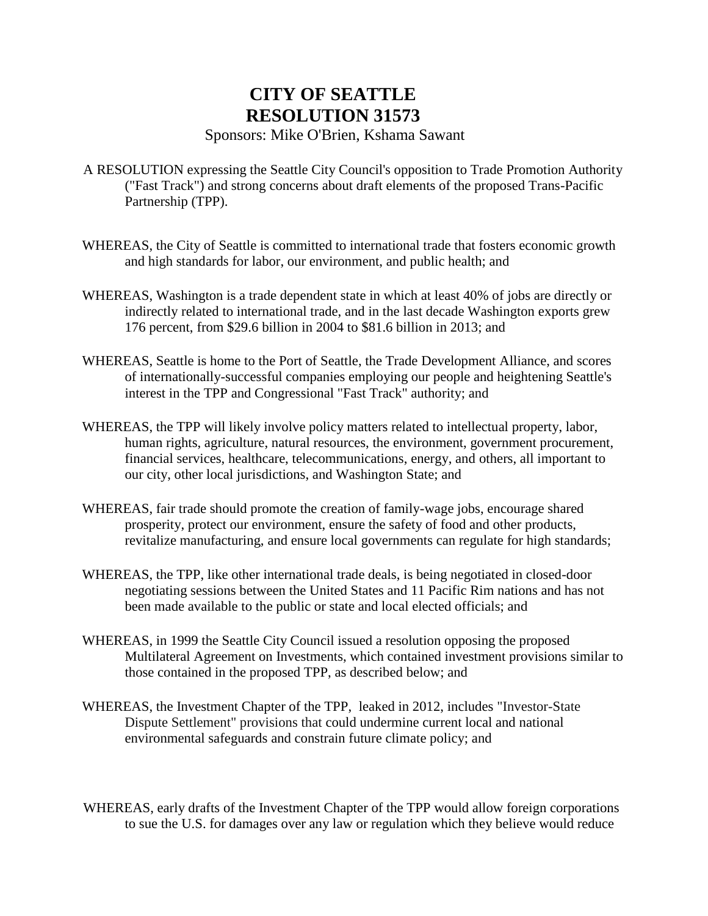# CITY OF SEATTLE
# RESOLUTION 31573

Sponsors: Mike O'Brien, Kshama Sawant

A RESOLUTION expressing the Seattle City Council's opposition to Trade Promotion Authority ("Fast Track") and strong concerns about draft elements of the proposed Trans-Pacific Partnership (TPP).

WHEREAS, the City of Seattle is committed to international trade that fosters economic growth and high standards for labor, our environment, and public health; and

WHEREAS, Washington is a trade dependent state in which at least 40% of jobs are directly or indirectly related to international trade, and in the last decade Washington exports grew 176 percent, from $29.6 billion in 2004 to $81.6 billion in 2013; and

WHEREAS, Seattle is home to the Port of Seattle, the Trade Development Alliance, and scores of internationally-successful companies employing our people and heightening Seattle's interest in the TPP and Congressional "Fast Track" authority; and

WHEREAS, the TPP will likely involve policy matters related to intellectual property, labor, human rights, agriculture, natural resources, the environment, government procurement, financial services, healthcare, telecommunications, energy, and others, all important to our city, other local jurisdictions, and Washington State; and

WHEREAS, fair trade should promote the creation of family-wage jobs, encourage shared prosperity, protect our environment, ensure the safety of food and other products, revitalize manufacturing, and ensure local governments can regulate for high standards;

WHEREAS, the TPP, like other international trade deals, is being negotiated in closed-door negotiating sessions between the United States and 11 Pacific Rim nations and has not been made available to the public or state and local elected officials; and

WHEREAS, in 1999 the Seattle City Council issued a resolution opposing the proposed Multilateral Agreement on Investments, which contained investment provisions similar to those contained in the proposed TPP, as described below; and

WHEREAS, the Investment Chapter of the TPP, leaked in 2012, includes "Investor-State Dispute Settlement" provisions that could undermine current local and national environmental safeguards and constrain future climate policy; and

WHEREAS, early drafts of the Investment Chapter of the TPP would allow foreign corporations to sue the U.S. for damages over any law or regulation which they believe would reduce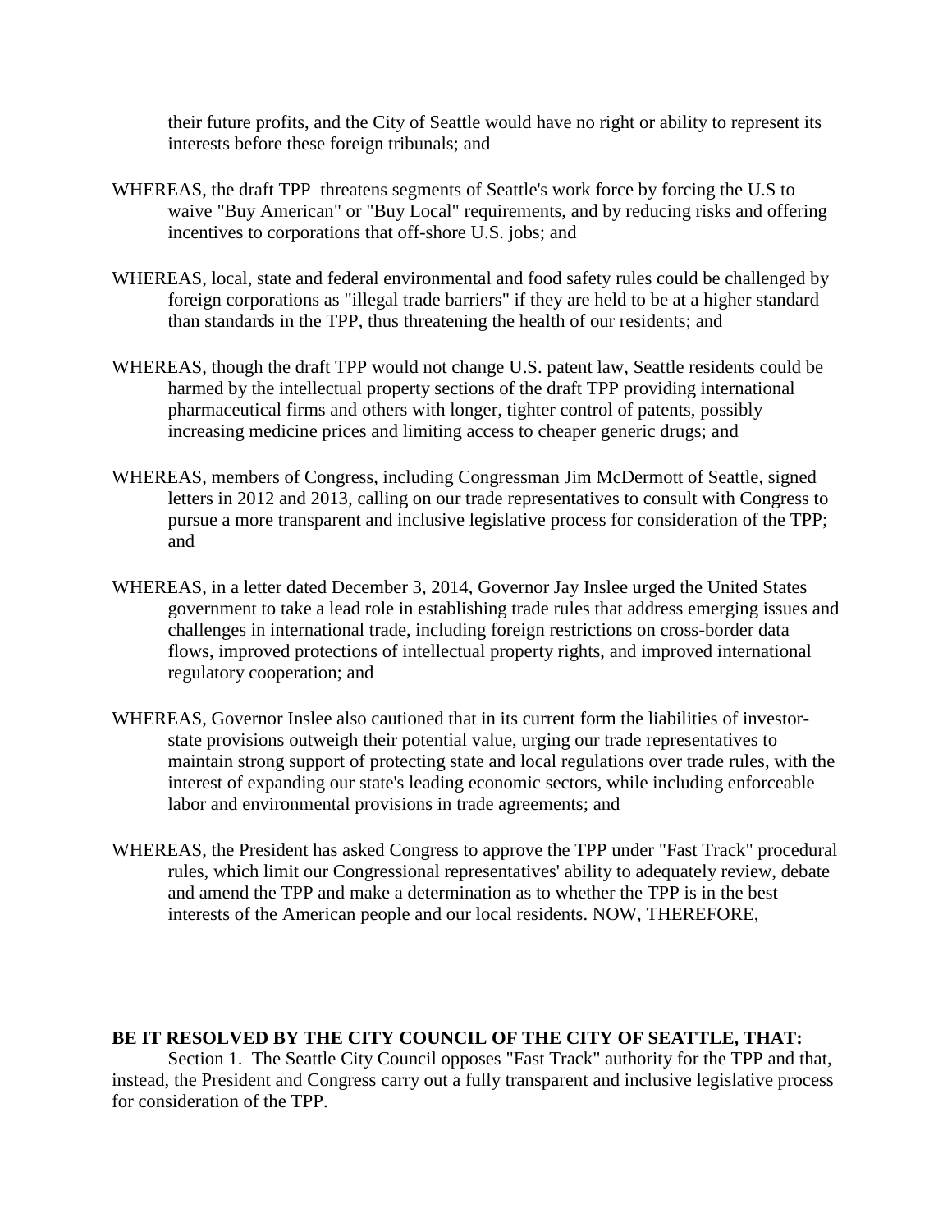their future profits, and the City of Seattle would have no right or ability to represent its interests before these foreign tribunals; and

WHEREAS, the draft TPP threatens segments of Seattle's work force by forcing the U.S to waive "Buy American" or "Buy Local" requirements, and by reducing risks and offering incentives to corporations that off-shore U.S. jobs; and

WHEREAS, local, state and federal environmental and food safety rules could be challenged by foreign corporations as "illegal trade barriers" if they are held to be at a higher standard than standards in the TPP, thus threatening the health of our residents; and

WHEREAS, though the draft TPP would not change U.S. patent law, Seattle residents could be harmed by the intellectual property sections of the draft TPP providing international pharmaceutical firms and others with longer, tighter control of patents, possibly increasing medicine prices and limiting access to cheaper generic drugs; and

WHEREAS, members of Congress, including Congressman Jim McDermott of Seattle, signed letters in 2012 and 2013, calling on our trade representatives to consult with Congress to pursue a more transparent and inclusive legislative process for consideration of the TPP; and

WHEREAS, in a letter dated December 3, 2014, Governor Jay Inslee urged the United States government to take a lead role in establishing trade rules that address emerging issues and challenges in international trade, including foreign restrictions on cross-border data flows, improved protections of intellectual property rights, and improved international regulatory cooperation; and

WHEREAS, Governor Inslee also cautioned that in its current form the liabilities of investor-state provisions outweigh their potential value, urging our trade representatives to maintain strong support of protecting state and local regulations over trade rules, with the interest of expanding our state's leading economic sectors, while including enforceable labor and environmental provisions in trade agreements; and

WHEREAS, the President has asked Congress to approve the TPP under "Fast Track" procedural rules, which limit our Congressional representatives' ability to adequately review, debate and amend the TPP and make a determination as to whether the TPP is in the best interests of the American people and our local residents. NOW, THEREFORE,

**BE IT RESOLVED BY THE CITY COUNCIL OF THE CITY OF SEATTLE, THAT:**

Section 1. The Seattle City Council opposes "Fast Track" authority for the TPP and that, instead, the President and Congress carry out a fully transparent and inclusive legislative process for consideration of the TPP.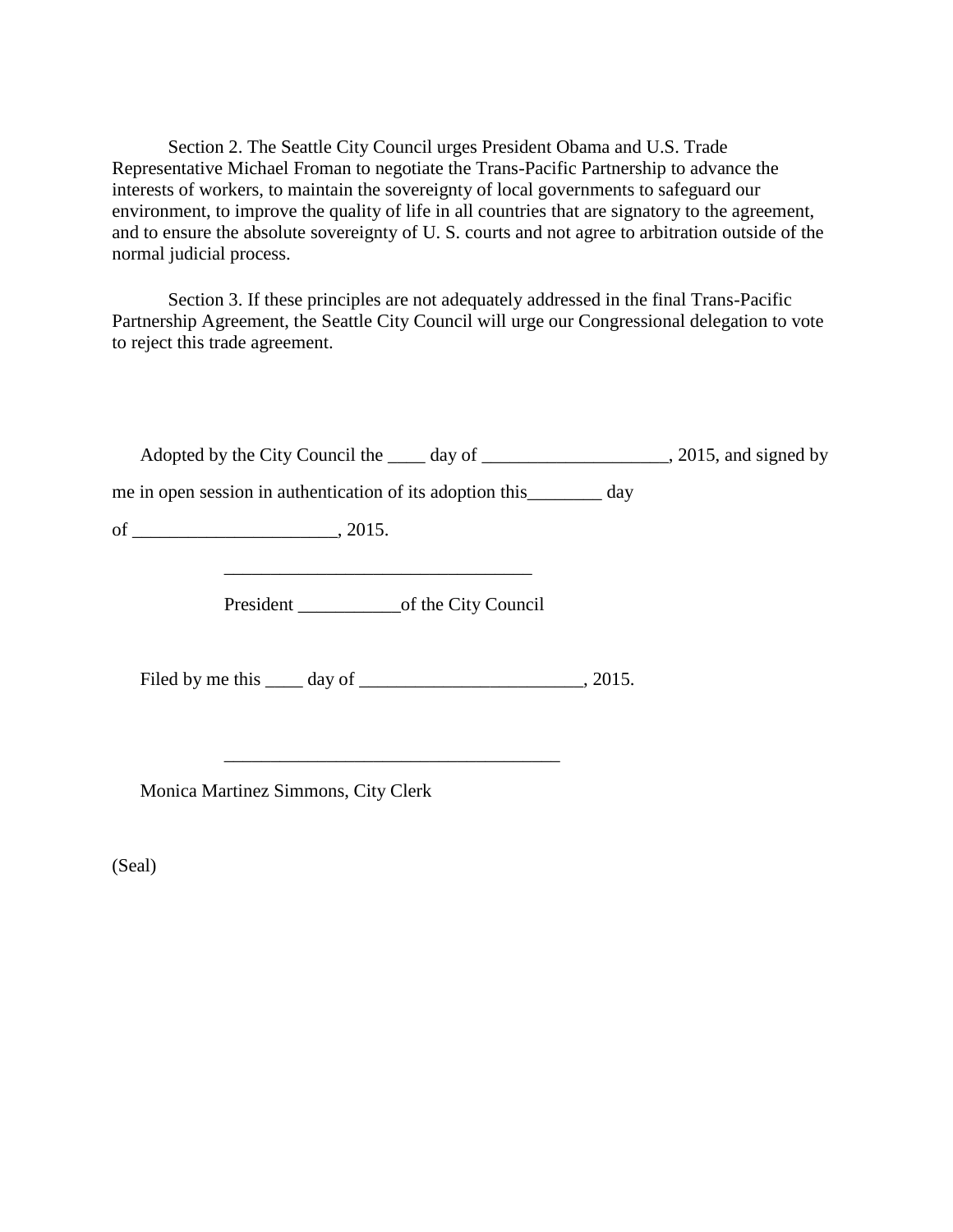Section 2. The Seattle City Council urges President Obama and U.S. Trade Representative Michael Froman to negotiate the Trans-Pacific Partnership to advance the interests of workers, to maintain the sovereignty of local governments to safeguard our environment, to improve the quality of life in all countries that are signatory to the agreement, and to ensure the absolute sovereignty of U. S. courts and not agree to arbitration outside of the normal judicial process.

Section 3. If these principles are not adequately addressed in the final Trans-Pacific Partnership Agreement, the Seattle City Council will urge our Congressional delegation to vote to reject this trade agreement.

Adopted by the City Council the ____ day of ____________________, 2015, and signed by me in open session in authentication of its adoption this________ day of ______________________, 2015.

_________________________________

President ___________of the City Council

Filed by me this ____ day of ________________________, 2015.

____________________________________

Monica Martinez Simmons, City Clerk

(Seal)